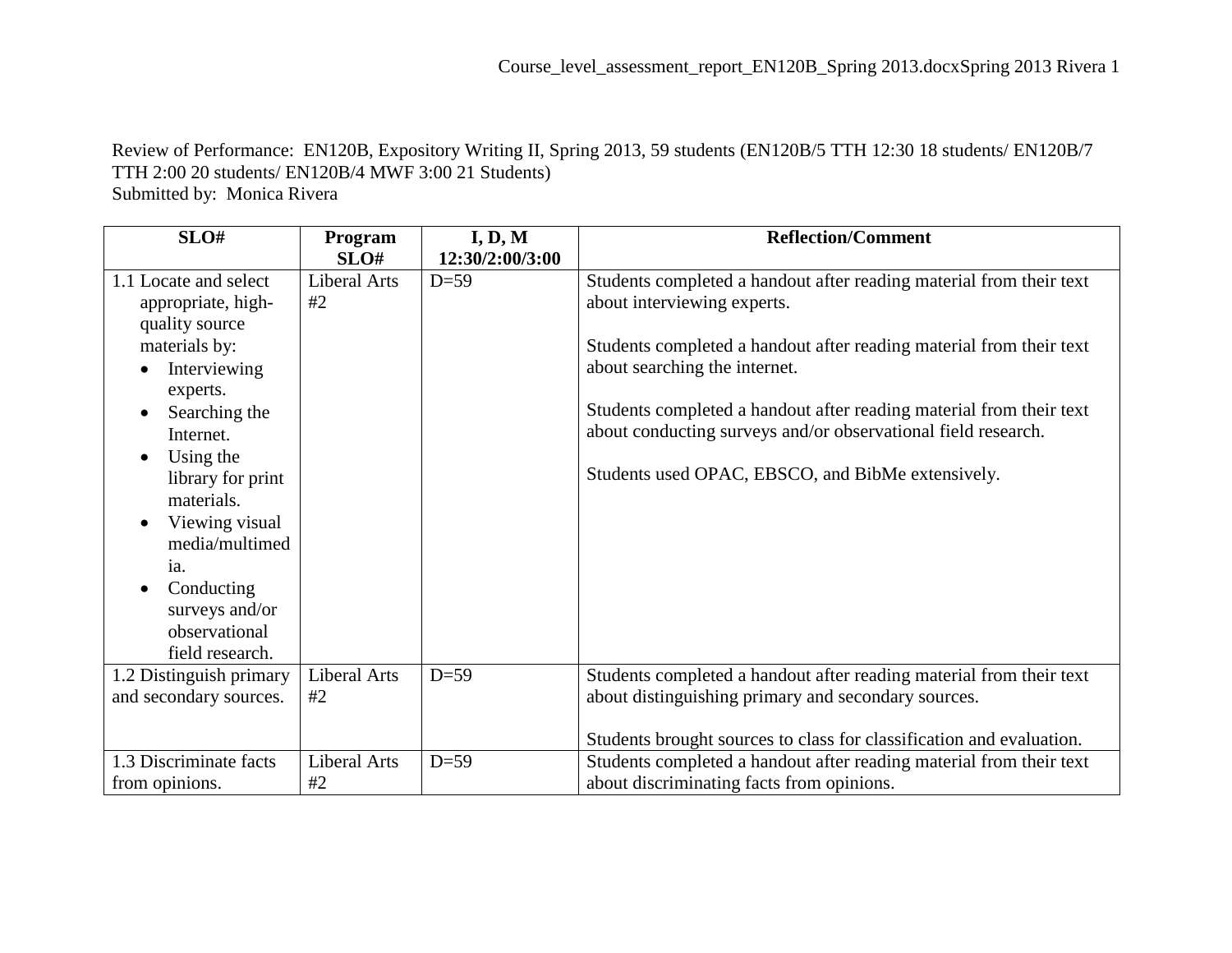Review of Performance: EN120B, Expository Writing II, Spring 2013, 59 students (EN120B/5 TTH 12:30 18 students/ EN120B/7 TTH 2:00 20 students/ EN120B/4 MWF 3:00 21 Students)
Submitted by: Monica Rivera

| SLO# | Program SLO# | I, D, M 12:30/2:00/3:00 | Reflection/Comment |
|---|---|---|---|
| 1.1 Locate and select appropriate, high-quality source materials by: <br>• Interviewing experts. <br>• Searching the Internet. <br>• Using the library for print materials. <br>• Viewing visual media/multimedia. <br>• Conducting surveys and/or observational field research. | Liberal Arts #2 | D=59 | Students completed a handout after reading material from their text about interviewing experts. <br><br>Students completed a handout after reading material from their text about searching the internet. <br><br>Students completed a handout after reading material from their text about conducting surveys and/or observational field research. <br><br>Students used OPAC, EBSCO, and BibMe extensively. |
| 1.2 Distinguish primary and secondary sources. | Liberal Arts #2 | D=59 | Students completed a handout after reading material from their text about distinguishing primary and secondary sources. <br><br>Students brought sources to class for classification and evaluation. |
| 1.3 Discriminate facts from opinions. | Liberal Arts #2 | D=59 | Students completed a handout after reading material from their text about discriminating facts from opinions. |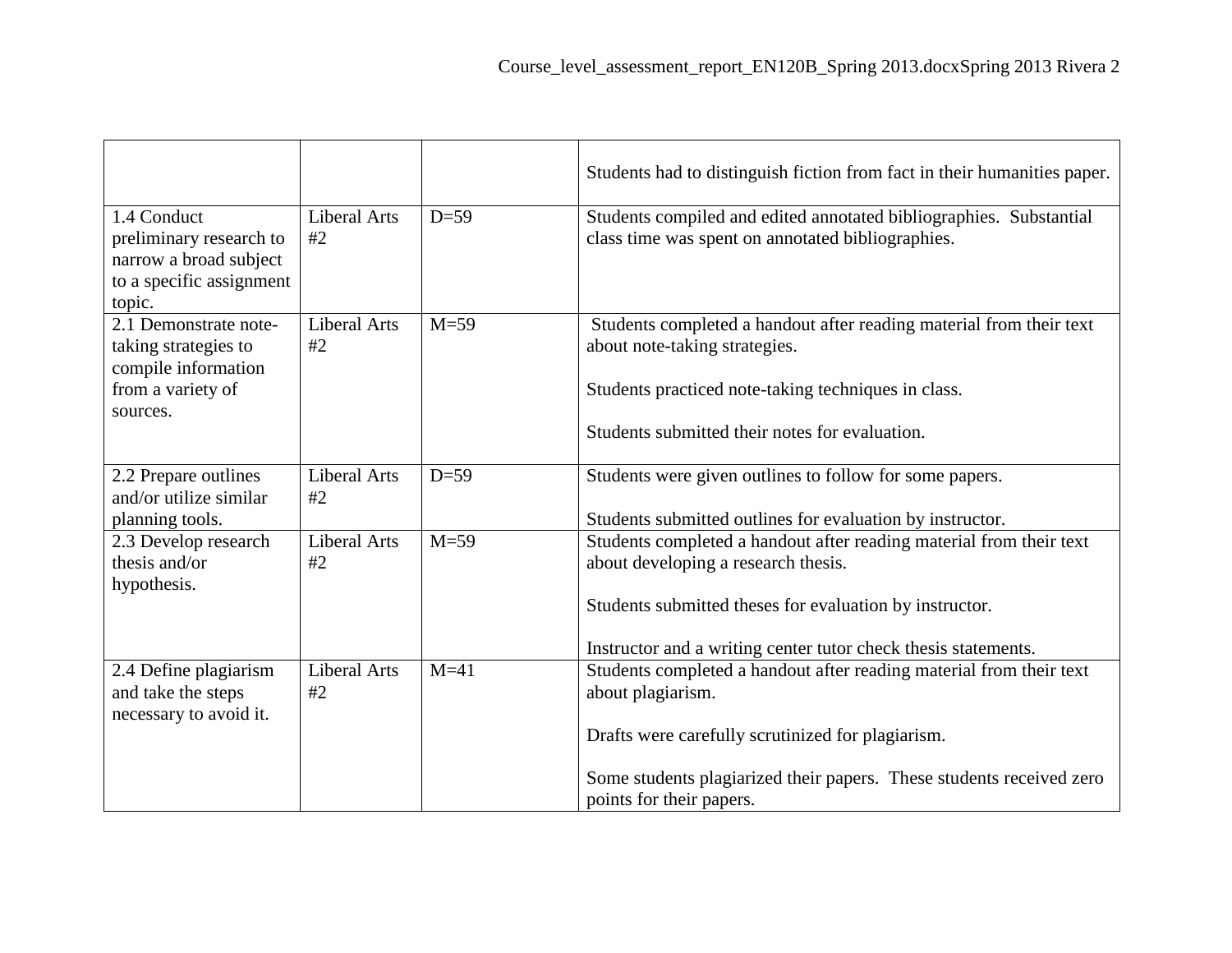| | | | |
|---|---|---|---|
| | | | Students had to distinguish fiction from fact in their humanities paper. |
| 1.4 Conduct preliminary research to narrow a broad subject to a specific assignment topic. | Liberal Arts #2 | D=59 | Students compiled and edited annotated bibliographies. Substantial class time was spent on annotated bibliographies. |
| 2.1 Demonstrate note-taking strategies to compile information from a variety of sources. | Liberal Arts #2 | M=59 | Students completed a handout after reading material from their text about note-taking strategies.<br><br>Students practiced note-taking techniques in class.<br><br>Students submitted their notes for evaluation. |
| 2.2 Prepare outlines and/or utilize similar planning tools. | Liberal Arts #2 | D=59 | Students were given outlines to follow for some papers.<br><br>Students submitted outlines for evaluation by instructor. |
| 2.3 Develop research thesis and/or hypothesis. | Liberal Arts #2 | M=59 | Students completed a handout after reading material from their text about developing a research thesis.<br><br>Students submitted theses for evaluation by instructor.<br><br>Instructor and a writing center tutor check thesis statements. |
| 2.4 Define plagiarism and take the steps necessary to avoid it. | Liberal Arts #2 | M=41 | Students completed a handout after reading material from their text about plagiarism.<br><br>Drafts were carefully scrutinized for plagiarism.<br><br>Some students plagiarized their papers. These students received zero points for their papers. |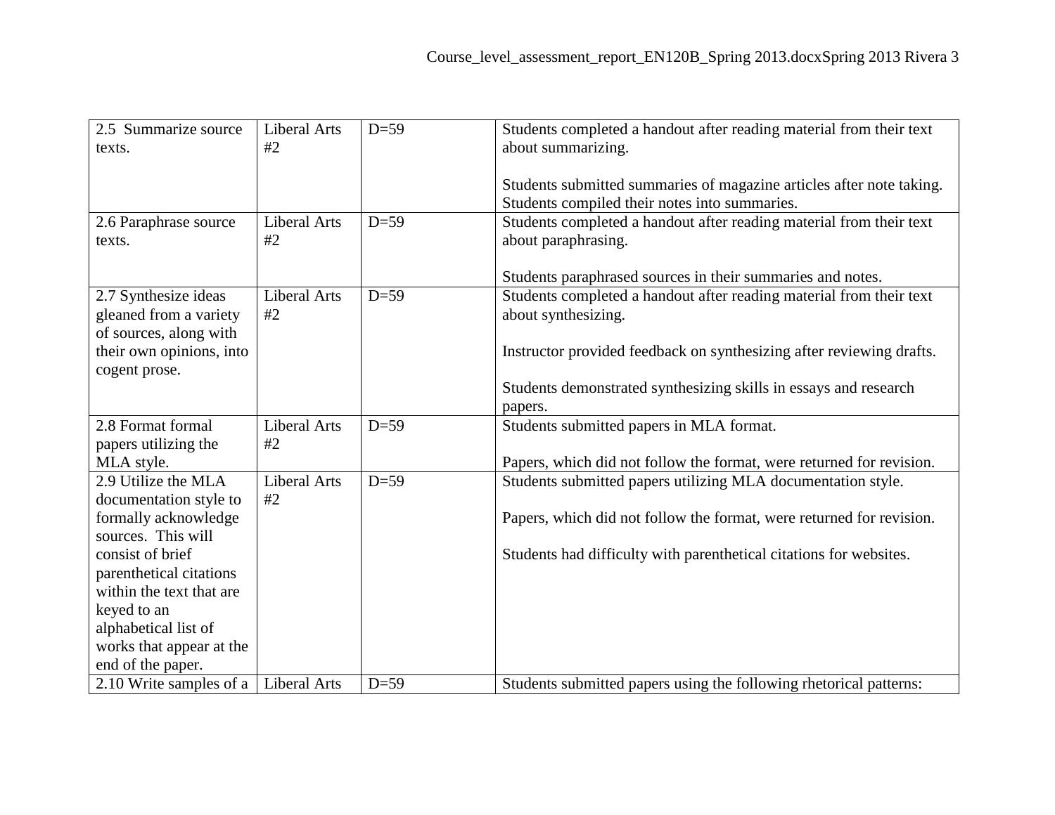| 2.5 Summarize source texts. | Liberal Arts #2 | D=59 | Students completed a handout after reading material from their text about summarizing.<br><br>Students submitted summaries of magazine articles after note taking. Students compiled their notes into summaries. |
|---|---|---|---|
| 2.6 Paraphrase source texts. | Liberal Arts #2 | D=59 | Students completed a handout after reading material from their text about paraphrasing.<br><br>Students paraphrased sources in their summaries and notes. |
| 2.7 Synthesize ideas gleaned from a variety of sources, along with their own opinions, into cogent prose. | Liberal Arts #2 | D=59 | Students completed a handout after reading material from their text about synthesizing.<br><br>Instructor provided feedback on synthesizing after reviewing drafts.<br><br>Students demonstrated synthesizing skills in essays and research papers. |
| 2.8 Format formal papers utilizing the MLA style. | Liberal Arts #2 | D=59 | Students submitted papers in MLA format.<br><br>Papers, which did not follow the format, were returned for revision. |
| 2.9 Utilize the MLA documentation style to formally acknowledge sources. This will consist of brief parenthetical citations within the text that are keyed to an alphabetical list of works that appear at the end of the paper. | Liberal Arts #2 | D=59 | Students submitted papers utilizing MLA documentation style.<br><br>Papers, which did not follow the format, were returned for revision.<br><br>Students had difficulty with parenthetical citations for websites. |
| 2.10 Write samples of a | Liberal Arts | D=59 | Students submitted papers using the following rhetorical patterns: |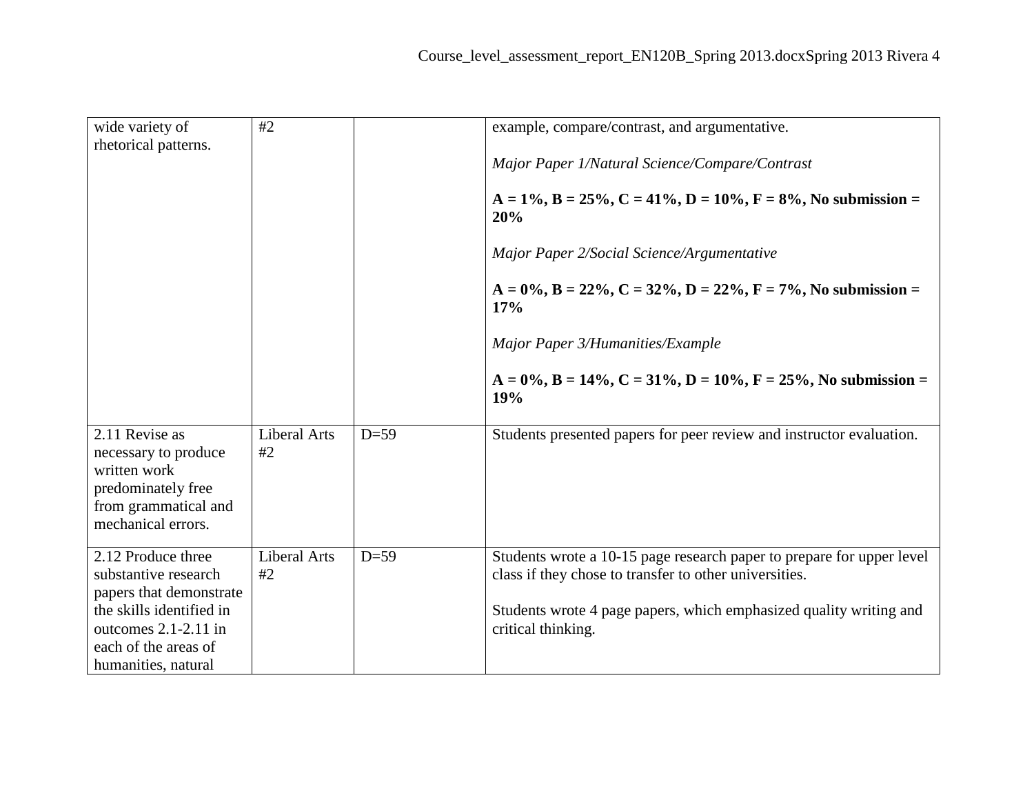| | | | |
|---|---|---|---|
| wide variety of rhetorical patterns. | #2 | | example, compare/contrast, and argumentative.<br><br>*Major Paper 1/Natural Science/Compare/Contrast*<br><br>**A = 1%, B = 25%, C = 41%, D = 10%, F = 8%, No submission = 20%**<br><br>*Major Paper 2/Social Science/Argumentative*<br><br>**A = 0%, B = 22%, C = 32%, D = 22%, F = 7%, No submission = 17%**<br><br>*Major Paper 3/Humanities/Example*<br><br>**A = 0%, B = 14%, C = 31%, D = 10%, F = 25%, No submission = 19%** |
| 2.11 Revise as necessary to produce written work predominately free from grammatical and mechanical errors. | Liberal Arts #2 | D=59 | Students presented papers for peer review and instructor evaluation. |
| 2.12 Produce three substantive research papers that demonstrate the skills identified in outcomes 2.1-2.11 in each of the areas of humanities, natural | Liberal Arts #2 | D=59 | Students wrote a 10-15 page research paper to prepare for upper level class if they chose to transfer to other universities.<br><br>Students wrote 4 page papers, which emphasized quality writing and critical thinking. |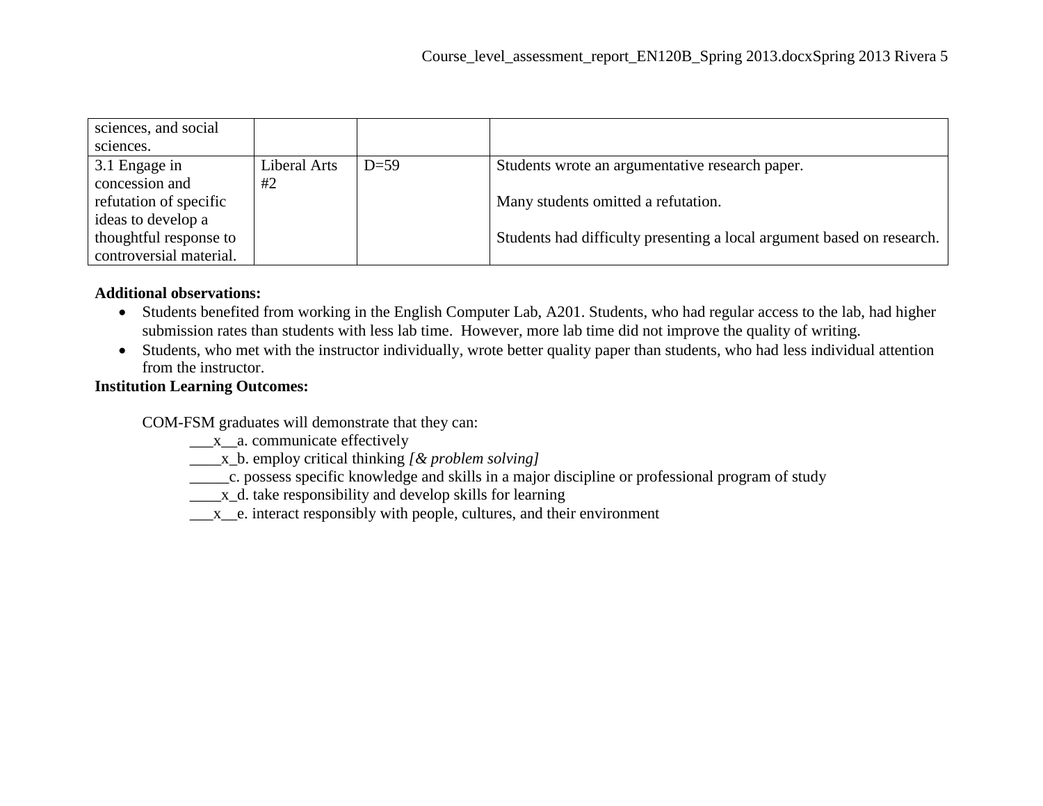| | | | |
|---|---|---|---|
| sciences, and social sciences. | | | |
| 3.1 Engage in concession and refutation of specific ideas to develop a thoughtful response to controversial material. | Liberal Arts #2 | D=59 | Students wrote an argumentative research paper.<br><br>Many students omitted a refutation.<br><br>Students had difficulty presenting a local argument based on research. |

**Additional observations:**

- Students benefited from working in the English Computer Lab, A201. Students, who had regular access to the lab, had higher submission rates than students with less lab time. However, more lab time did not improve the quality of writing.
- Students, who met with the instructor individually, wrote better quality paper than students, who had less individual attention from the instructor.

**Institution Learning Outcomes:**

COM-FSM graduates will demonstrate that they can:

___x__a. communicate effectively
____x_b. employ critical thinking *[& problem solving]*
_____c. possess specific knowledge and skills in a major discipline or professional program of study
____x_d. take responsibility and develop skills for learning
___x__e. interact responsibly with people, cultures, and their environment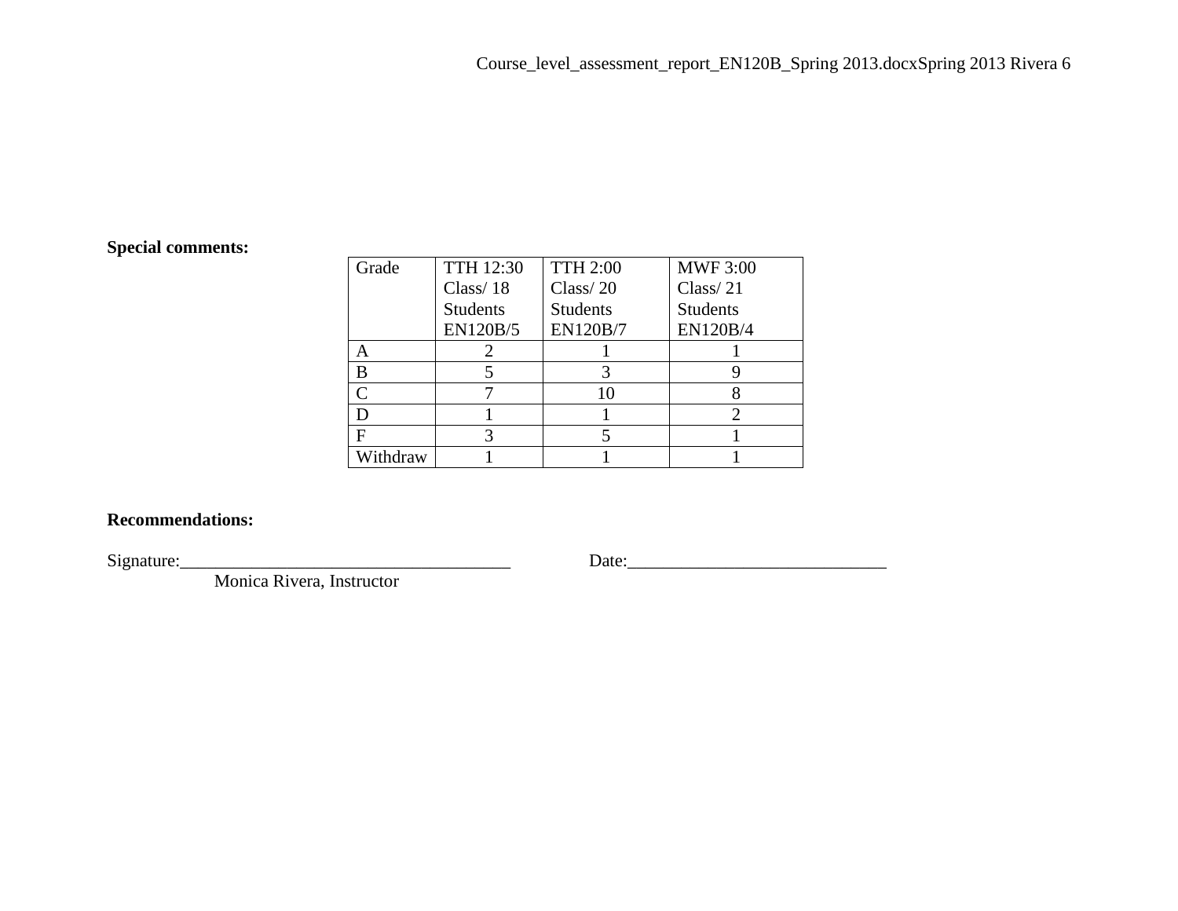**Special comments:**

| Grade | TTH 12:30 Class/ 18 Students EN120B/5 | TTH 2:00 Class/ 20 Students EN120B/7 | MWF 3:00 Class/ 21 Students EN120B/4 |
|---|---|---|---|
| A | 2 | 1 | 1 |
| B | 5 | 3 | 9 |
| C | 7 | 10 | 8 |
| D | 1 | 1 | 2 |
| F | 3 | 5 | 1 |
| Withdraw | 1 | 1 | 1 |

**Recommendations:**

Signature:_____________________________________ Date:_____________________________

Monica Rivera, Instructor